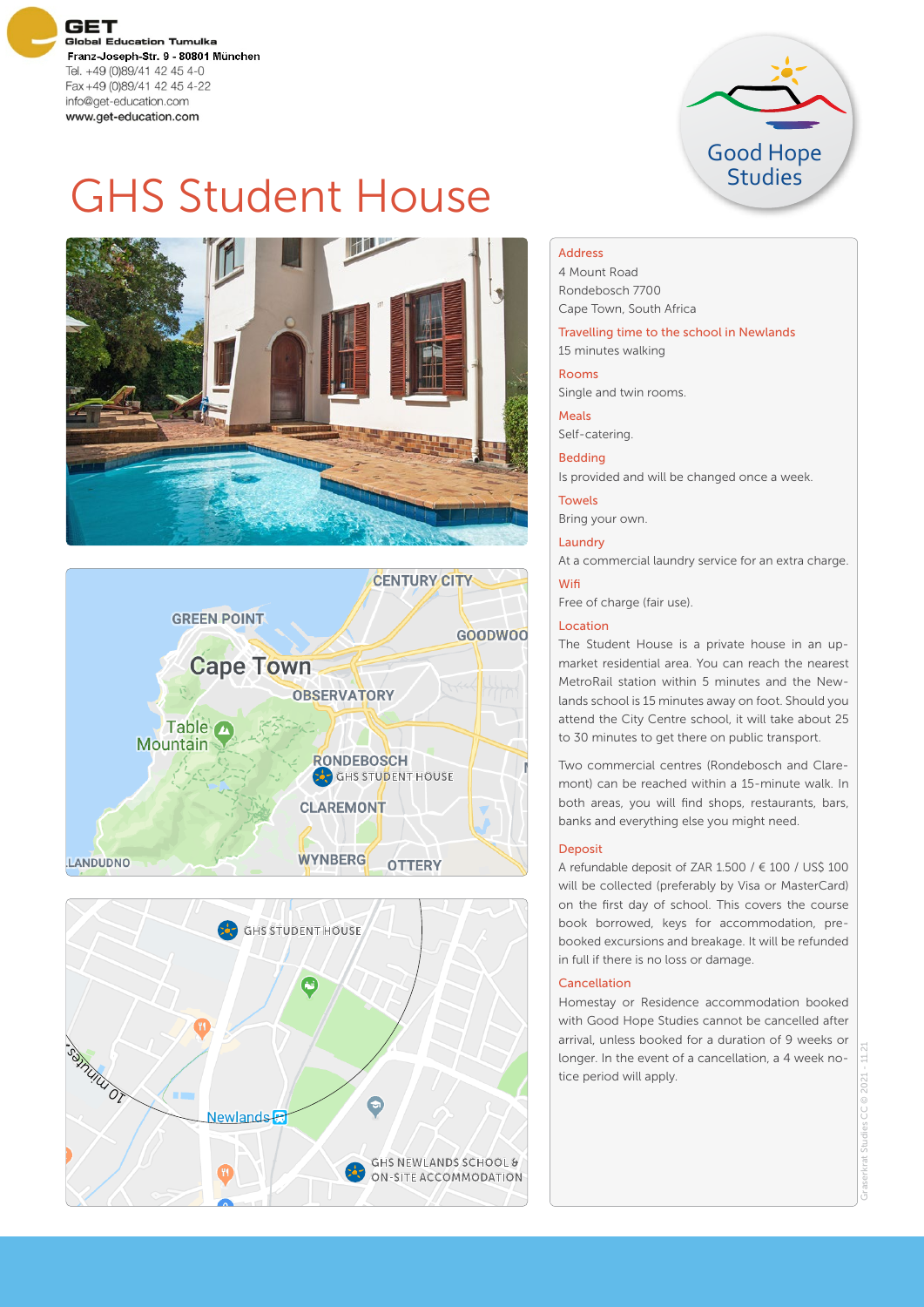**GET**
Global Education Tumulka
Franz-Joseph-Str. 9 - 80801 München
Tel. +49 (0)89/41 42 45 4-0
Fax +49 (0)89/41 42 45 4-22
info@get-education.com
www.get-education.com

Good Hope Studies

# GHS Student House

**Address**
4 Mount Road
Rondebosch 7700
Cape Town, South Africa

**Travelling time to the school in Newlands**
15 minutes walking

**Rooms**
Single and twin rooms.

**Meals**
Self-catering.

**Bedding**
Is provided and will be changed once a week.

**Towels**
Bring your own.

**Laundry**
At a commercial laundry service for an extra charge.

**Wifi**
Free of charge (fair use).

**Location**
The Student House is a private house in an up-market residential area. You can reach the nearest MetroRail station within 5 minutes and the Newlands school is 15 minutes away on foot. Should you attend the City Centre school, it will take about 25 to 30 minutes to get there on public transport.

Two commercial centres (Rondebosch and Claremont) can be reached within a 15-minute walk. In both areas, you will find shops, restaurants, bars, banks and everything else you might need.

**Deposit**
A refundable deposit of ZAR 1.500 / € 100 / US$ 100 will be collected (preferably by Visa or MasterCard) on the first day of school. This covers the course book borrowed, keys for accommodation, pre-booked excursions and breakage. It will be refunded in full if there is no loss or damage.

**Cancellation**
Homestay or Residence accommodation booked with Good Hope Studies cannot be cancelled after arrival, unless booked for a duration of 9 weeks or longer. In the event of a cancellation, a 4 week notice period will apply.

Graserkrat Studies CC © 2021 - 11.21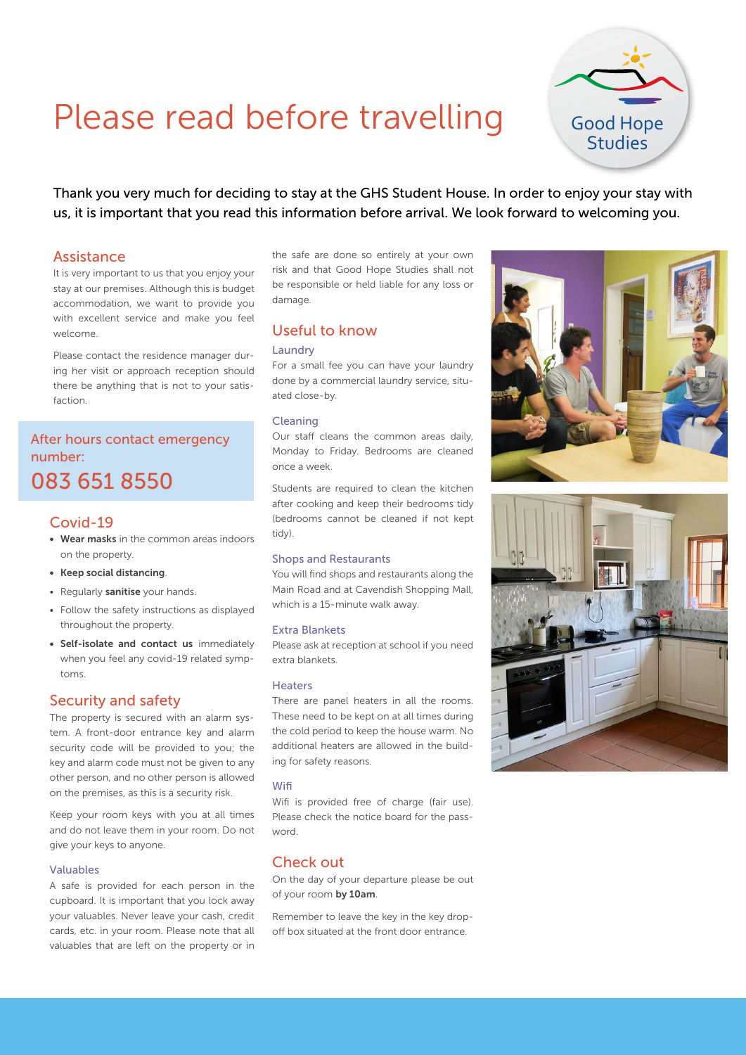# Please read before travelling

Good Hope Studies

Thank you very much for deciding to stay at the GHS Student House. In order to enjoy your stay with us, it is important that you read this information before arrival. We look forward to welcoming you.

## Assistance

It is very important to us that you enjoy your stay at our premises. Although this is budget accommodation, we want to provide you with excellent service and make you feel welcome.

Please contact the residence manager during her visit or approach reception should there be anything that is not to your satisfaction.

**After hours contact emergency number:**

**083 651 8550**

## Covid-19

- **Wear masks** in the common areas indoors on the property.
- **Keep social distancing**.
- Regularly **sanitise** your hands.
- Follow the safety instructions as displayed throughout the property.
- **Self-isolate and contact us** immediately when you feel any covid-19 related symptoms.

## Security and safety

The property is secured with an alarm system. A front-door entrance key and alarm security code will be provided to you; the key and alarm code must not be given to any other person, and no other person is allowed on the premises, as this is a security risk.

Keep your room keys with you at all times and do not leave them in your room. Do not give your keys to anyone.

### Valuables

A safe is provided for each person in the cupboard. It is important that you lock away your valuables. Never leave your cash, credit cards, etc. in your room. Please note that all valuables that are left on the property or in the safe are done so entirely at your own risk and that Good Hope Studies shall not be responsible or held liable for any loss or damage.

## Useful to know

### Laundry

For a small fee you can have your laundry done by a commercial laundry service, situated close-by.

### Cleaning

Our staff cleans the common areas daily, Monday to Friday. Bedrooms are cleaned once a week.

Students are required to clean the kitchen after cooking and keep their bedrooms tidy (bedrooms cannot be cleaned if not kept tidy).

### Shops and Restaurants

You will find shops and restaurants along the Main Road and at Cavendish Shopping Mall, which is a 15-minute walk away.

### Extra Blankets

Please ask at reception at school if you need extra blankets.

### Heaters

There are panel heaters in all the rooms. These need to be kept on at all times during the cold period to keep the house warm. No additional heaters are allowed in the building for safety reasons.

### Wifi

Wifi is provided free of charge (fair use). Please check the notice board for the password.

## Check out

On the day of your departure please be out of your room **by 10am**.

Remember to leave the key in the key drop-off box situated at the front door entrance.